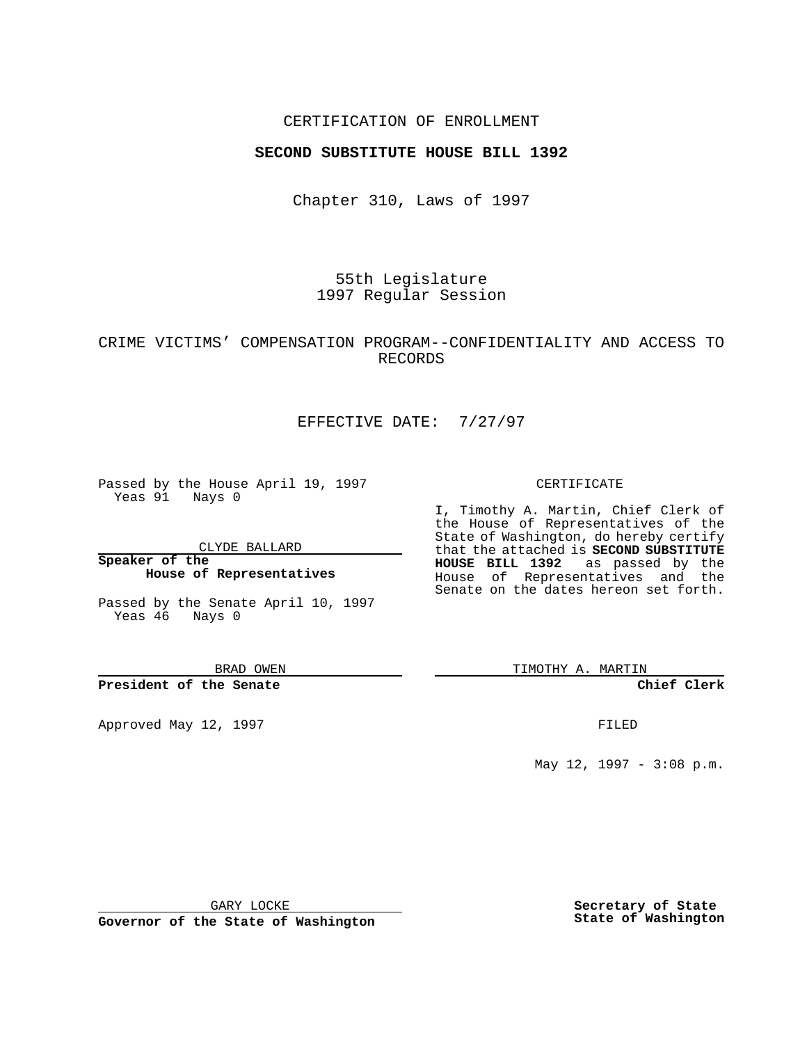CERTIFICATION OF ENROLLMENT

**SECOND SUBSTITUTE HOUSE BILL 1392**

Chapter 310, Laws of 1997

55th Legislature
1997 Regular Session

CRIME VICTIMS' COMPENSATION PROGRAM--CONFIDENTIALITY AND ACCESS TO RECORDS

EFFECTIVE DATE: 7/27/97

Passed by the House April 19, 1997
Yeas 91 Nays 0

CLYDE BALLARD

**Speaker of the House of Representatives**

Passed by the Senate April 10, 1997
Yeas 46 Nays 0

BRAD OWEN

**President of the Senate**

Approved May 12, 1997

GARY LOCKE

**Governor of the State of Washington**

CERTIFICATE

I, Timothy A. Martin, Chief Clerk of the House of Representatives of the State of Washington, do hereby certify that the attached is **SECOND SUBSTITUTE HOUSE BILL 1392** as passed by the House of Representatives and the Senate on the dates hereon set forth.

TIMOTHY A. MARTIN

**Chief Clerk**

FILED

May 12, 1997 - 3:08 p.m.

**Secretary of State**
**State of Washington**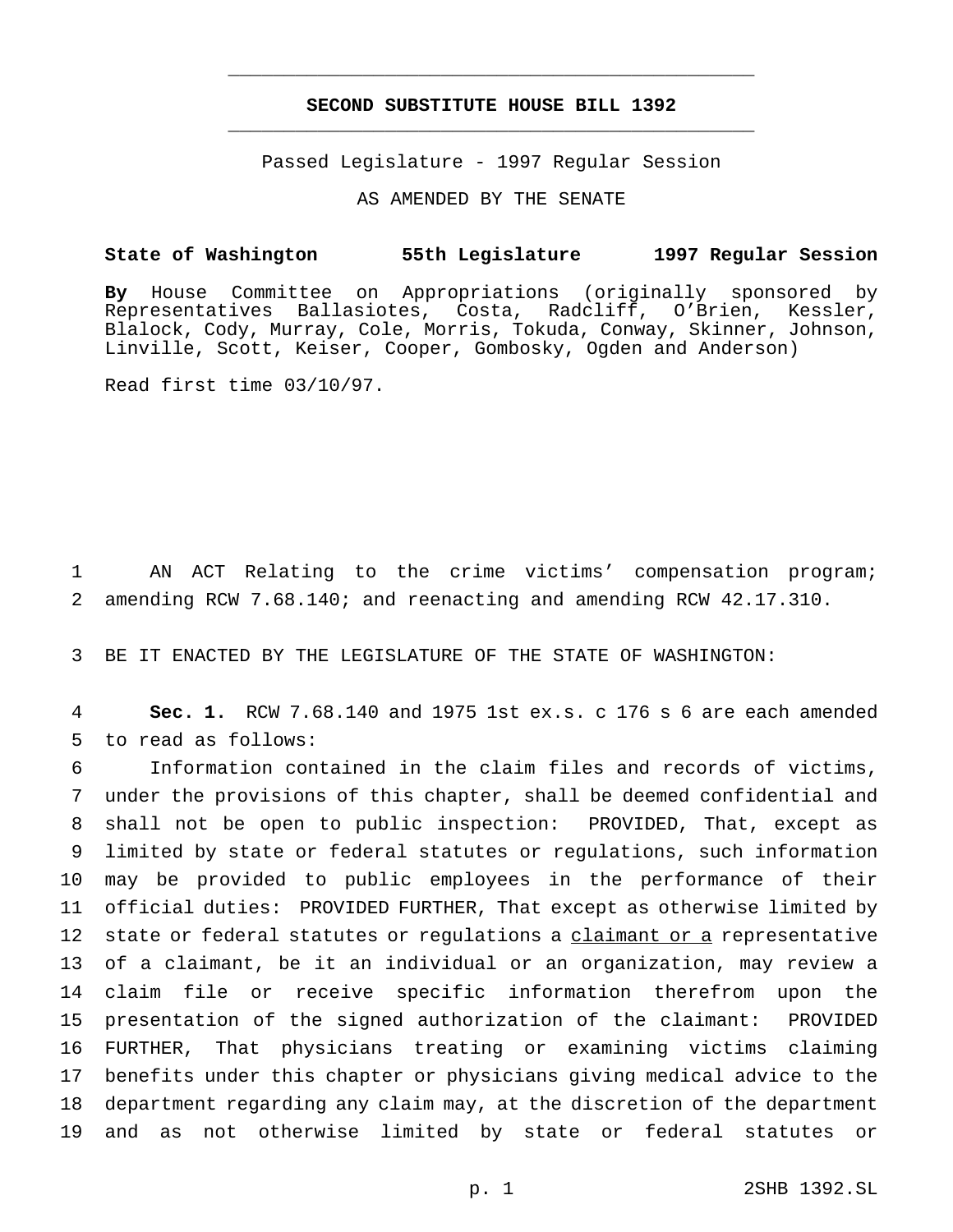# SECOND SUBSTITUTE HOUSE BILL 1392

Passed Legislature - 1997 Regular Session

AS AMENDED BY THE SENATE

**State of Washington 55th Legislature 1997 Regular Session**

**By** House Committee on Appropriations (originally sponsored by Representatives Ballasiotes, Costa, Radcliff, O'Brien, Kessler, Blalock, Cody, Murray, Cole, Morris, Tokuda, Conway, Skinner, Johnson, Linville, Scott, Keiser, Cooper, Gombosky, Ogden and Anderson)

Read first time 03/10/97.

AN ACT Relating to the crime victims' compensation program; amending RCW 7.68.140; and reenacting and amending RCW 42.17.310.

BE IT ENACTED BY THE LEGISLATURE OF THE STATE OF WASHINGTON:

**Sec. 1.** RCW 7.68.140 and 1975 1st ex.s. c 176 s 6 are each amended to read as follows:

Information contained in the claim files and records of victims, under the provisions of this chapter, shall be deemed confidential and shall not be open to public inspection: PROVIDED, That, except as limited by state or federal statutes or regulations, such information may be provided to public employees in the performance of their official duties: PROVIDED FURTHER, That except as otherwise limited by state or federal statutes or regulations a <u>claimant or a</u> representative of a claimant, be it an individual or an organization, may review a claim file or receive specific information therefrom upon the presentation of the signed authorization of the claimant: PROVIDED FURTHER, That physicians treating or examining victims claiming benefits under this chapter or physicians giving medical advice to the department regarding any claim may, at the discretion of the department and as not otherwise limited by state or federal statutes or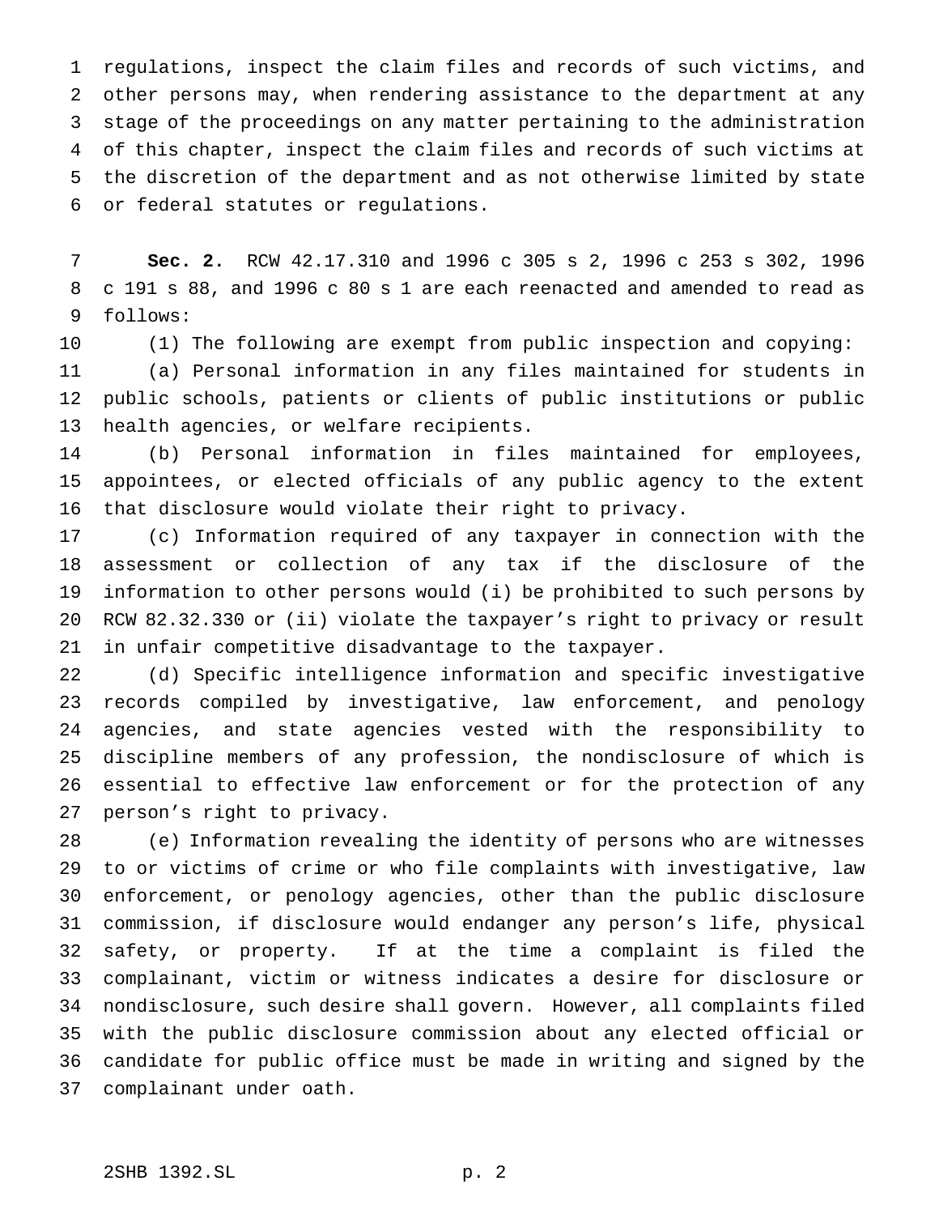regulations, inspect the claim files and records of such victims, and other persons may, when rendering assistance to the department at any stage of the proceedings on any matter pertaining to the administration of this chapter, inspect the claim files and records of such victims at the discretion of the department and as not otherwise limited by state or federal statutes or regulations.

**Sec. 2.** RCW 42.17.310 and 1996 c 305 s 2, 1996 c 253 s 302, 1996 c 191 s 88, and 1996 c 80 s 1 are each reenacted and amended to read as follows:

(1) The following are exempt from public inspection and copying:

(a) Personal information in any files maintained for students in public schools, patients or clients of public institutions or public health agencies, or welfare recipients.

(b) Personal information in files maintained for employees, appointees, or elected officials of any public agency to the extent that disclosure would violate their right to privacy.

(c) Information required of any taxpayer in connection with the assessment or collection of any tax if the disclosure of the information to other persons would (i) be prohibited to such persons by RCW 82.32.330 or (ii) violate the taxpayer's right to privacy or result in unfair competitive disadvantage to the taxpayer.

(d) Specific intelligence information and specific investigative records compiled by investigative, law enforcement, and penology agencies, and state agencies vested with the responsibility to discipline members of any profession, the nondisclosure of which is essential to effective law enforcement or for the protection of any person's right to privacy.

(e) Information revealing the identity of persons who are witnesses to or victims of crime or who file complaints with investigative, law enforcement, or penology agencies, other than the public disclosure commission, if disclosure would endanger any person's life, physical safety, or property. If at the time a complaint is filed the complainant, victim or witness indicates a desire for disclosure or nondisclosure, such desire shall govern. However, all complaints filed with the public disclosure commission about any elected official or candidate for public office must be made in writing and signed by the complainant under oath.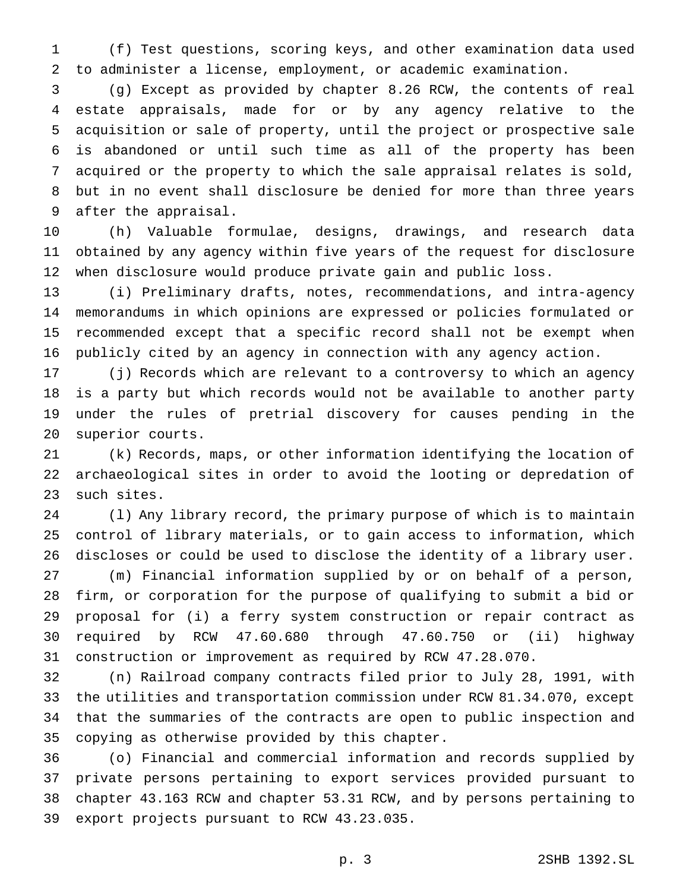(f) Test questions, scoring keys, and other examination data used to administer a license, employment, or academic examination.

(g) Except as provided by chapter 8.26 RCW, the contents of real estate appraisals, made for or by any agency relative to the acquisition or sale of property, until the project or prospective sale is abandoned or until such time as all of the property has been acquired or the property to which the sale appraisal relates is sold, but in no event shall disclosure be denied for more than three years after the appraisal.

(h) Valuable formulae, designs, drawings, and research data obtained by any agency within five years of the request for disclosure when disclosure would produce private gain and public loss.

(i) Preliminary drafts, notes, recommendations, and intra-agency memorandums in which opinions are expressed or policies formulated or recommended except that a specific record shall not be exempt when publicly cited by an agency in connection with any agency action.

(j) Records which are relevant to a controversy to which an agency is a party but which records would not be available to another party under the rules of pretrial discovery for causes pending in the superior courts.

(k) Records, maps, or other information identifying the location of archaeological sites in order to avoid the looting or depredation of such sites.

(l) Any library record, the primary purpose of which is to maintain control of library materials, or to gain access to information, which discloses or could be used to disclose the identity of a library user.

(m) Financial information supplied by or on behalf of a person, firm, or corporation for the purpose of qualifying to submit a bid or proposal for (i) a ferry system construction or repair contract as required by RCW 47.60.680 through 47.60.750 or (ii) highway construction or improvement as required by RCW 47.28.070.

(n) Railroad company contracts filed prior to July 28, 1991, with the utilities and transportation commission under RCW 81.34.070, except that the summaries of the contracts are open to public inspection and copying as otherwise provided by this chapter.

(o) Financial and commercial information and records supplied by private persons pertaining to export services provided pursuant to chapter 43.163 RCW and chapter 53.31 RCW, and by persons pertaining to export projects pursuant to RCW 43.23.035.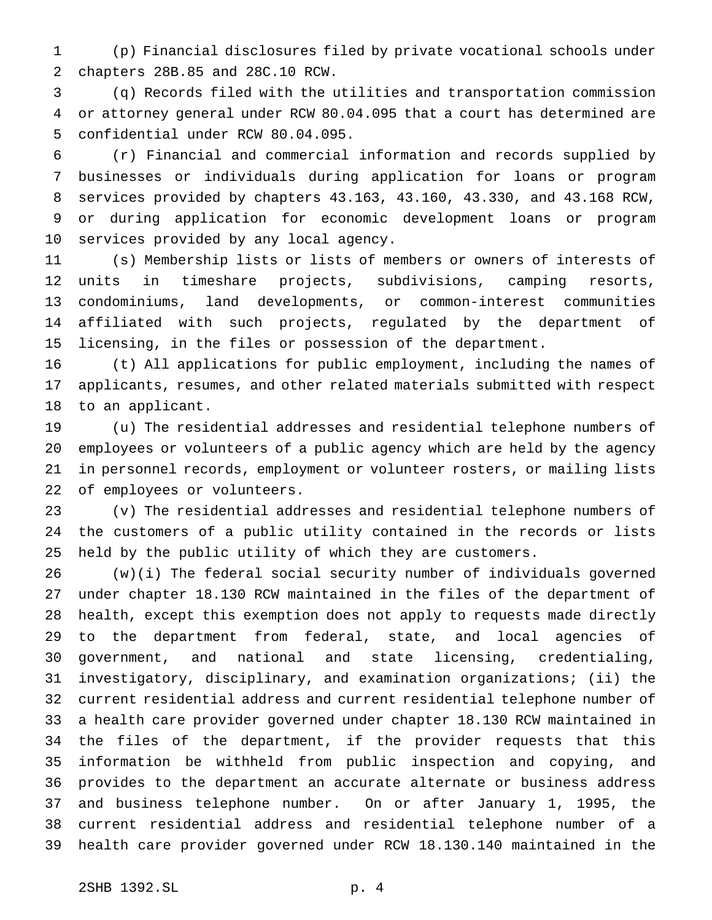(p) Financial disclosures filed by private vocational schools under chapters 28B.85 and 28C.10 RCW.

(q) Records filed with the utilities and transportation commission or attorney general under RCW 80.04.095 that a court has determined are confidential under RCW 80.04.095.

(r) Financial and commercial information and records supplied by businesses or individuals during application for loans or program services provided by chapters 43.163, 43.160, 43.330, and 43.168 RCW, or during application for economic development loans or program services provided by any local agency.

(s) Membership lists or lists of members or owners of interests of units in timeshare projects, subdivisions, camping resorts, condominiums, land developments, or common-interest communities affiliated with such projects, regulated by the department of licensing, in the files or possession of the department.

(t) All applications for public employment, including the names of applicants, resumes, and other related materials submitted with respect to an applicant.

(u) The residential addresses and residential telephone numbers of employees or volunteers of a public agency which are held by the agency in personnel records, employment or volunteer rosters, or mailing lists of employees or volunteers.

(v) The residential addresses and residential telephone numbers of the customers of a public utility contained in the records or lists held by the public utility of which they are customers.

(w)(i) The federal social security number of individuals governed under chapter 18.130 RCW maintained in the files of the department of health, except this exemption does not apply to requests made directly to the department from federal, state, and local agencies of government, and national and state licensing, credentialing, investigatory, disciplinary, and examination organizations; (ii) the current residential address and current residential telephone number of a health care provider governed under chapter 18.130 RCW maintained in the files of the department, if the provider requests that this information be withheld from public inspection and copying, and provides to the department an accurate alternate or business address and business telephone number. On or after January 1, 1995, the current residential address and residential telephone number of a health care provider governed under RCW 18.130.140 maintained in the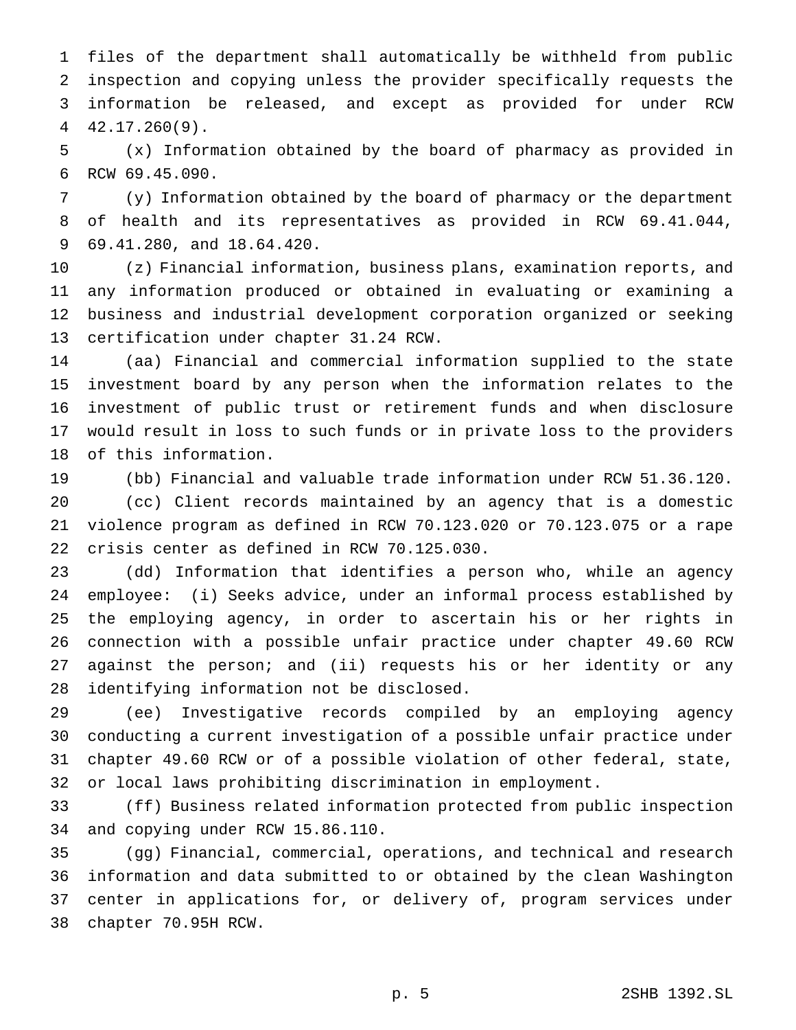files of the department shall automatically be withheld from public inspection and copying unless the provider specifically requests the information be released, and except as provided for under RCW 42.17.260(9).

(x) Information obtained by the board of pharmacy as provided in RCW 69.45.090.

(y) Information obtained by the board of pharmacy or the department of health and its representatives as provided in RCW 69.41.044, 69.41.280, and 18.64.420.

(z) Financial information, business plans, examination reports, and any information produced or obtained in evaluating or examining a business and industrial development corporation organized or seeking certification under chapter 31.24 RCW.

(aa) Financial and commercial information supplied to the state investment board by any person when the information relates to the investment of public trust or retirement funds and when disclosure would result in loss to such funds or in private loss to the providers of this information.

(bb) Financial and valuable trade information under RCW 51.36.120.

(cc) Client records maintained by an agency that is a domestic violence program as defined in RCW 70.123.020 or 70.123.075 or a rape crisis center as defined in RCW 70.125.030.

(dd) Information that identifies a person who, while an agency employee: (i) Seeks advice, under an informal process established by the employing agency, in order to ascertain his or her rights in connection with a possible unfair practice under chapter 49.60 RCW against the person; and (ii) requests his or her identity or any identifying information not be disclosed.

(ee) Investigative records compiled by an employing agency conducting a current investigation of a possible unfair practice under chapter 49.60 RCW or of a possible violation of other federal, state, or local laws prohibiting discrimination in employment.

(ff) Business related information protected from public inspection and copying under RCW 15.86.110.

(gg) Financial, commercial, operations, and technical and research information and data submitted to or obtained by the clean Washington center in applications for, or delivery of, program services under chapter 70.95H RCW.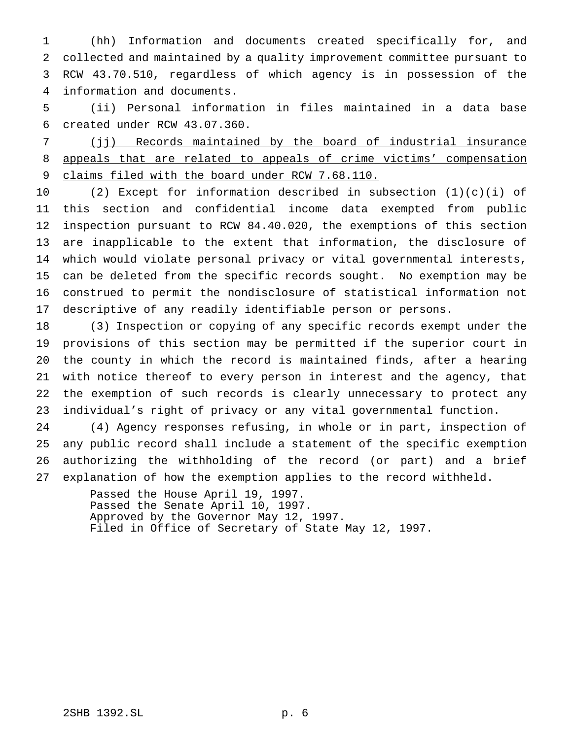(hh) Information and documents created specifically for, and collected and maintained by a quality improvement committee pursuant to RCW 43.70.510, regardless of which agency is in possession of the information and documents.

(ii) Personal information in files maintained in a data base created under RCW 43.07.360.

<u>(jj) Records maintained by the board of industrial insurance appeals that are related to appeals of crime victims' compensation claims filed with the board under RCW 7.68.110.</u>

(2) Except for information described in subsection (1)(c)(i) of this section and confidential income data exempted from public inspection pursuant to RCW 84.40.020, the exemptions of this section are inapplicable to the extent that information, the disclosure of which would violate personal privacy or vital governmental interests, can be deleted from the specific records sought. No exemption may be construed to permit the nondisclosure of statistical information not descriptive of any readily identifiable person or persons.

(3) Inspection or copying of any specific records exempt under the provisions of this section may be permitted if the superior court in the county in which the record is maintained finds, after a hearing with notice thereof to every person in interest and the agency, that the exemption of such records is clearly unnecessary to protect any individual's right of privacy or any vital governmental function.

(4) Agency responses refusing, in whole or in part, inspection of any public record shall include a statement of the specific exemption authorizing the withholding of the record (or part) and a brief explanation of how the exemption applies to the record withheld.

Passed the House April 19, 1997.
Passed the Senate April 10, 1997.
Approved by the Governor May 12, 1997.
Filed in Office of Secretary of State May 12, 1997.